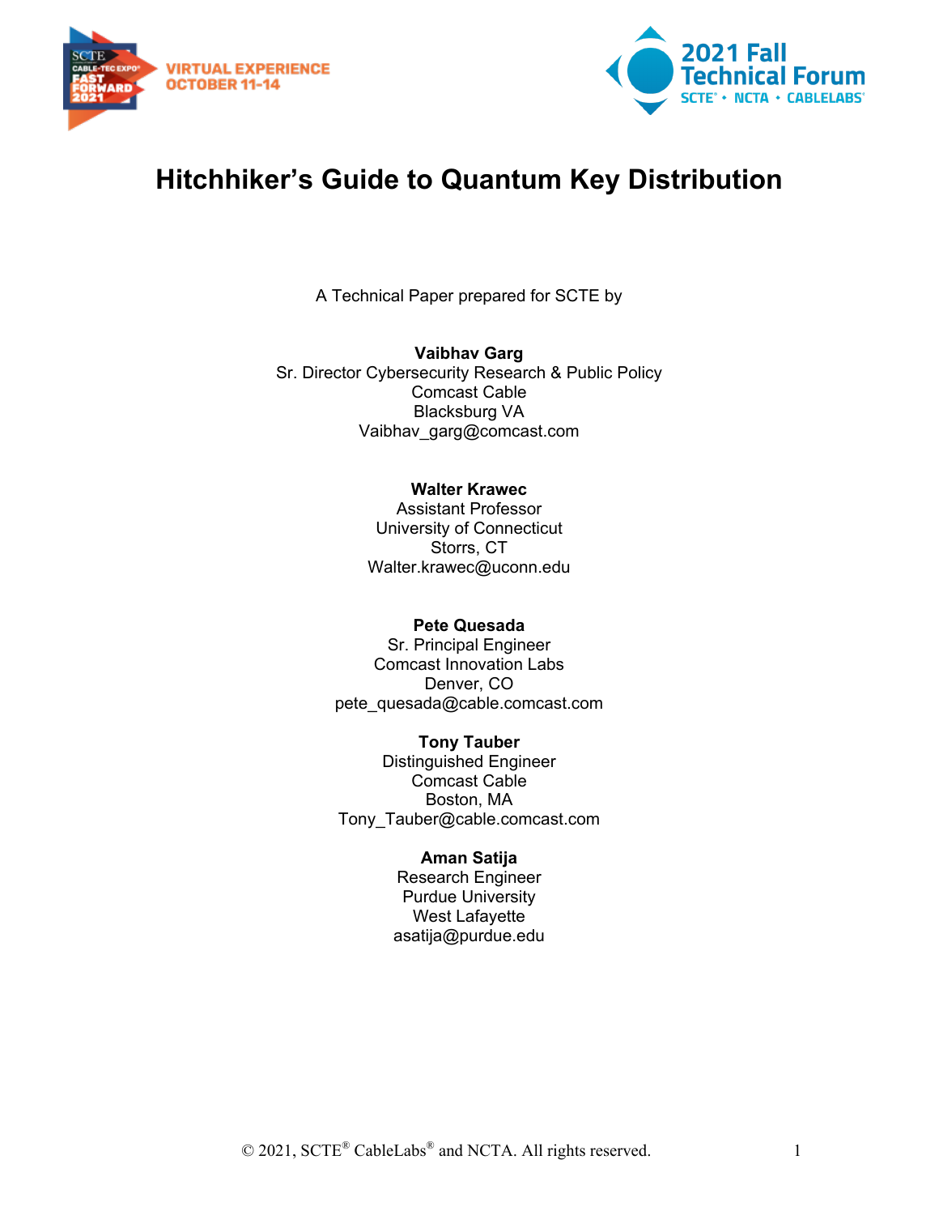# Hitchhiker's Guide to Quantum Key Distribution

A Technical Paper prepared for SCTE by

**Vaibhav Garg**
Sr. Director Cybersecurity Research & Public Policy
Comcast Cable
Blacksburg VA
Vaibhav_garg@comcast.com

**Walter Krawec**
Assistant Professor
University of Connecticut
Storrs, CT
Walter.krawec@uconn.edu

**Pete Quesada**
Sr. Principal Engineer
Comcast Innovation Labs
Denver, CO
pete_quesada@cable.comcast.com

**Tony Tauber**
Distinguished Engineer
Comcast Cable
Boston, MA
Tony_Tauber@cable.comcast.com

**Aman Satija**
Research Engineer
Purdue University
West Lafayette
asatija@purdue.edu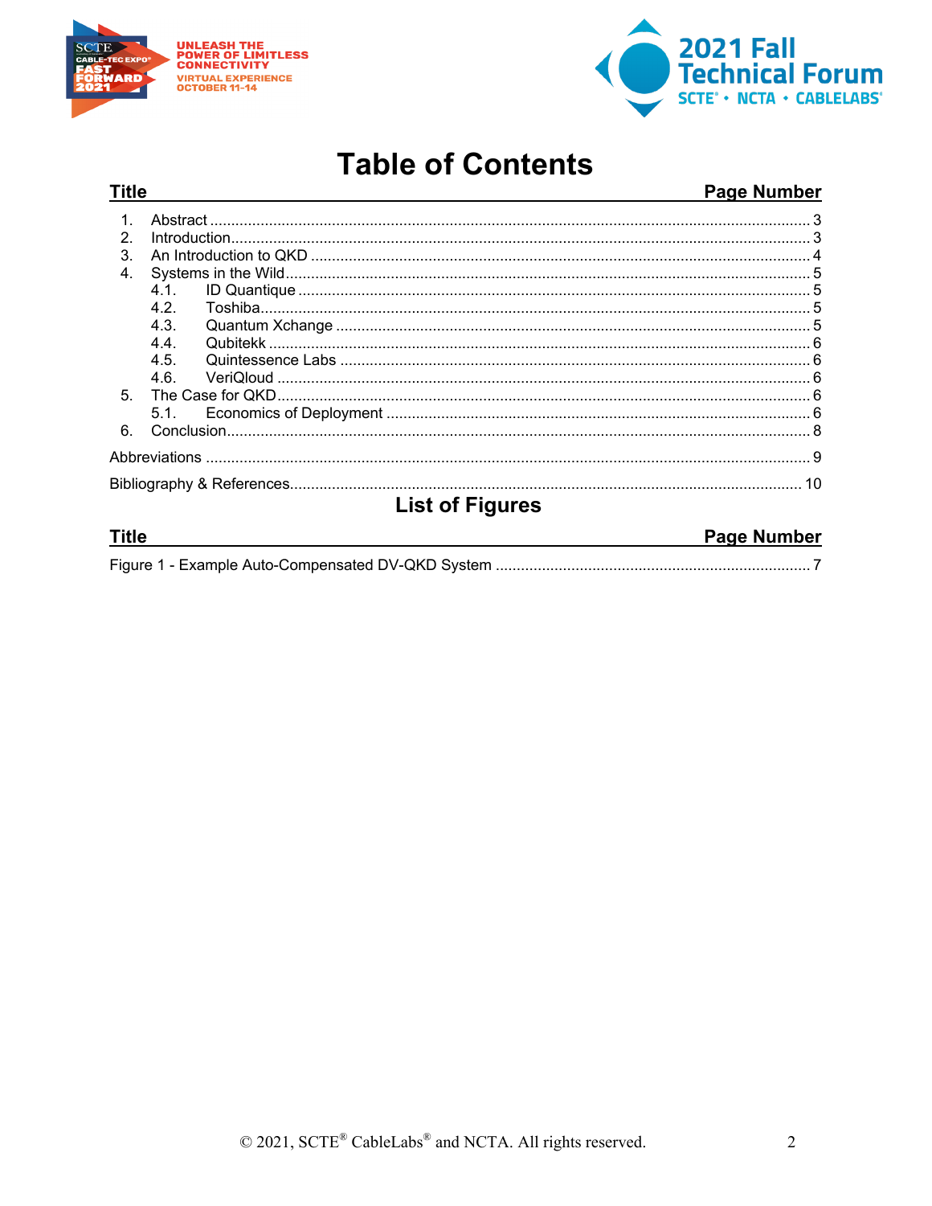# Table of Contents

| Title | Page Number |
|---|---|
| 1. Abstract | 3 |
| 2. Introduction | 3 |
| 3. An Introduction to QKD | 4 |
| 4. Systems in the Wild | 5 |
| 4.1. ID Quantique | 5 |
| 4.2. Toshiba | 5 |
| 4.3. Quantum Xchange | 5 |
| 4.4. Qubitekk | 6 |
| 4.5. Quintessence Labs | 6 |
| 4.6. VeriQloud | 6 |
| 5. The Case for QKD | 6 |
| 5.1. Economics of Deployment | 6 |
| 6. Conclusion | 8 |
| Abbreviations | 9 |
| Bibliography & References | 10 |

## List of Figures

| Title | Page Number |
|---|---|
| Figure 1 - Example Auto-Compensated DV-QKD System | 7 |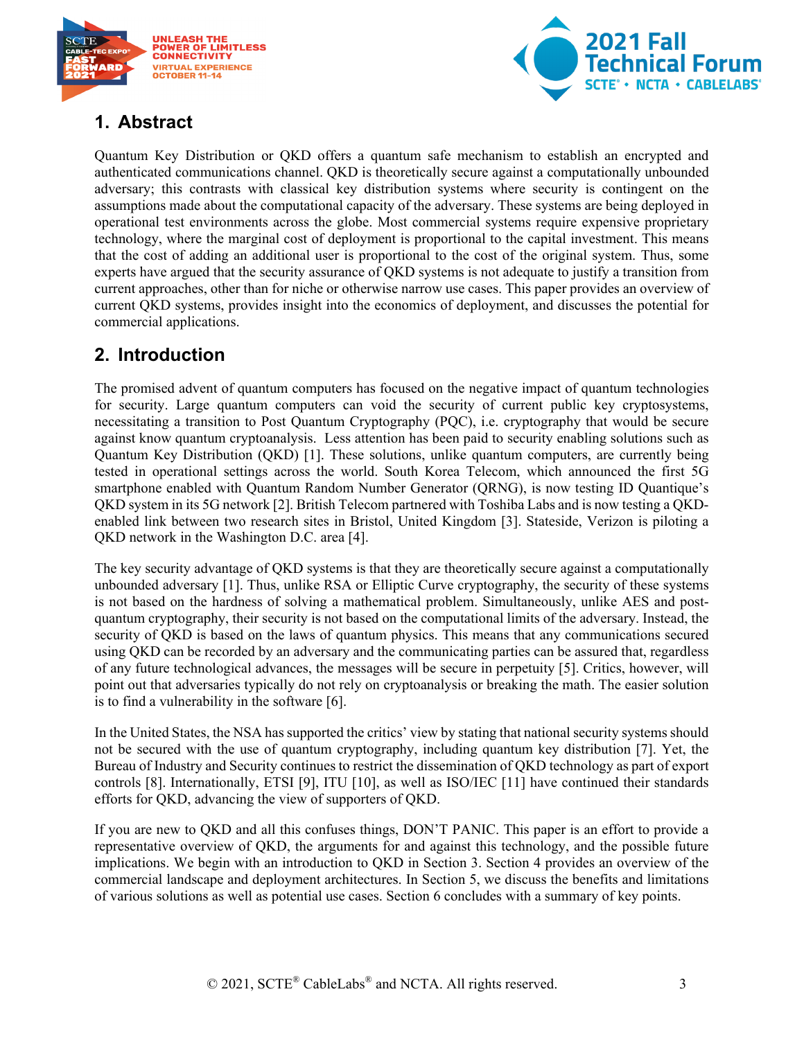## 1. Abstract

Quantum Key Distribution or QKD offers a quantum safe mechanism to establish an encrypted and authenticated communications channel. QKD is theoretically secure against a computationally unbounded adversary; this contrasts with classical key distribution systems where security is contingent on the assumptions made about the computational capacity of the adversary. These systems are being deployed in operational test environments across the globe. Most commercial systems require expensive proprietary technology, where the marginal cost of deployment is proportional to the capital investment. This means that the cost of adding an additional user is proportional to the cost of the original system. Thus, some experts have argued that the security assurance of QKD systems is not adequate to justify a transition from current approaches, other than for niche or otherwise narrow use cases. This paper provides an overview of current QKD systems, provides insight into the economics of deployment, and discusses the potential for commercial applications.

## 2. Introduction

The promised advent of quantum computers has focused on the negative impact of quantum technologies for security. Large quantum computers can void the security of current public key cryptosystems, necessitating a transition to Post Quantum Cryptography (PQC), i.e. cryptography that would be secure against know quantum cryptoanalysis. Less attention has been paid to security enabling solutions such as Quantum Key Distribution (QKD) [1]. These solutions, unlike quantum computers, are currently being tested in operational settings across the world. South Korea Telecom, which announced the first 5G smartphone enabled with Quantum Random Number Generator (QRNG), is now testing ID Quantique's QKD system in its 5G network [2]. British Telecom partnered with Toshiba Labs and is now testing a QKD-enabled link between two research sites in Bristol, United Kingdom [3]. Stateside, Verizon is piloting a QKD network in the Washington D.C. area [4].

The key security advantage of QKD systems is that they are theoretically secure against a computationally unbounded adversary [1]. Thus, unlike RSA or Elliptic Curve cryptography, the security of these systems is not based on the hardness of solving a mathematical problem. Simultaneously, unlike AES and post-quantum cryptography, their security is not based on the computational limits of the adversary. Instead, the security of QKD is based on the laws of quantum physics. This means that any communications secured using QKD can be recorded by an adversary and the communicating parties can be assured that, regardless of any future technological advances, the messages will be secure in perpetuity [5]. Critics, however, will point out that adversaries typically do not rely on cryptoanalysis or breaking the math. The easier solution is to find a vulnerability in the software [6].

In the United States, the NSA has supported the critics' view by stating that national security systems should not be secured with the use of quantum cryptography, including quantum key distribution [7]. Yet, the Bureau of Industry and Security continues to restrict the dissemination of QKD technology as part of export controls [8]. Internationally, ETSI [9], ITU [10], as well as ISO/IEC [11] have continued their standards efforts for QKD, advancing the view of supporters of QKD.

If you are new to QKD and all this confuses things, DON'T PANIC. This paper is an effort to provide a representative overview of QKD, the arguments for and against this technology, and the possible future implications. We begin with an introduction to QKD in Section 3. Section 4 provides an overview of the commercial landscape and deployment architectures. In Section 5, we discuss the benefits and limitations of various solutions as well as potential use cases. Section 6 concludes with a summary of key points.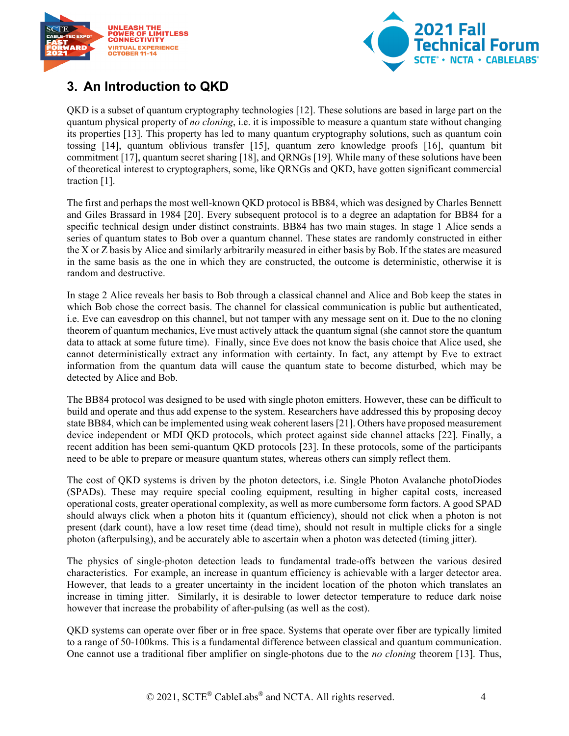## 3. An Introduction to QKD

QKD is a subset of quantum cryptography technologies [12]. These solutions are based in large part on the quantum physical property of *no cloning*, i.e. it is impossible to measure a quantum state without changing its properties [13]. This property has led to many quantum cryptography solutions, such as quantum coin tossing [14], quantum oblivious transfer [15], quantum zero knowledge proofs [16], quantum bit commitment [17], quantum secret sharing [18], and QRNGs [19]. While many of these solutions have been of theoretical interest to cryptographers, some, like QRNGs and QKD, have gotten significant commercial traction [1].

The first and perhaps the most well-known QKD protocol is BB84, which was designed by Charles Bennett and Giles Brassard in 1984 [20]. Every subsequent protocol is to a degree an adaptation for BB84 for a specific technical design under distinct constraints. BB84 has two main stages. In stage 1 Alice sends a series of quantum states to Bob over a quantum channel. These states are randomly constructed in either the X or Z basis by Alice and similarly arbitrarily measured in either basis by Bob. If the states are measured in the same basis as the one in which they are constructed, the outcome is deterministic, otherwise it is random and destructive.

In stage 2 Alice reveals her basis to Bob through a classical channel and Alice and Bob keep the states in which Bob chose the correct basis. The channel for classical communication is public but authenticated, i.e. Eve can eavesdrop on this channel, but not tamper with any message sent on it. Due to the no cloning theorem of quantum mechanics, Eve must actively attack the quantum signal (she cannot store the quantum data to attack at some future time). Finally, since Eve does not know the basis choice that Alice used, she cannot deterministically extract any information with certainty. In fact, any attempt by Eve to extract information from the quantum data will cause the quantum state to become disturbed, which may be detected by Alice and Bob.

The BB84 protocol was designed to be used with single photon emitters. However, these can be difficult to build and operate and thus add expense to the system. Researchers have addressed this by proposing decoy state BB84, which can be implemented using weak coherent lasers [21]. Others have proposed measurement device independent or MDI QKD protocols, which protect against side channel attacks [22]. Finally, a recent addition has been semi-quantum QKD protocols [23]. In these protocols, some of the participants need to be able to prepare or measure quantum states, whereas others can simply reflect them.

The cost of QKD systems is driven by the photon detectors, i.e. Single Photon Avalanche photoDiodes (SPADs). These may require special cooling equipment, resulting in higher capital costs, increased operational costs, greater operational complexity, as well as more cumbersome form factors. A good SPAD should always click when a photon hits it (quantum efficiency), should not click when a photon is not present (dark count), have a low reset time (dead time), should not result in multiple clicks for a single photon (afterpulsing), and be accurately able to ascertain when a photon was detected (timing jitter).

The physics of single-photon detection leads to fundamental trade-offs between the various desired characteristics. For example, an increase in quantum efficiency is achievable with a larger detector area. However, that leads to a greater uncertainty in the incident location of the photon which translates an increase in timing jitter. Similarly, it is desirable to lower detector temperature to reduce dark noise however that increase the probability of after-pulsing (as well as the cost).

QKD systems can operate over fiber or in free space. Systems that operate over fiber are typically limited to a range of 50-100kms. This is a fundamental difference between classical and quantum communication. One cannot use a traditional fiber amplifier on single-photons due to the *no cloning* theorem [13]. Thus,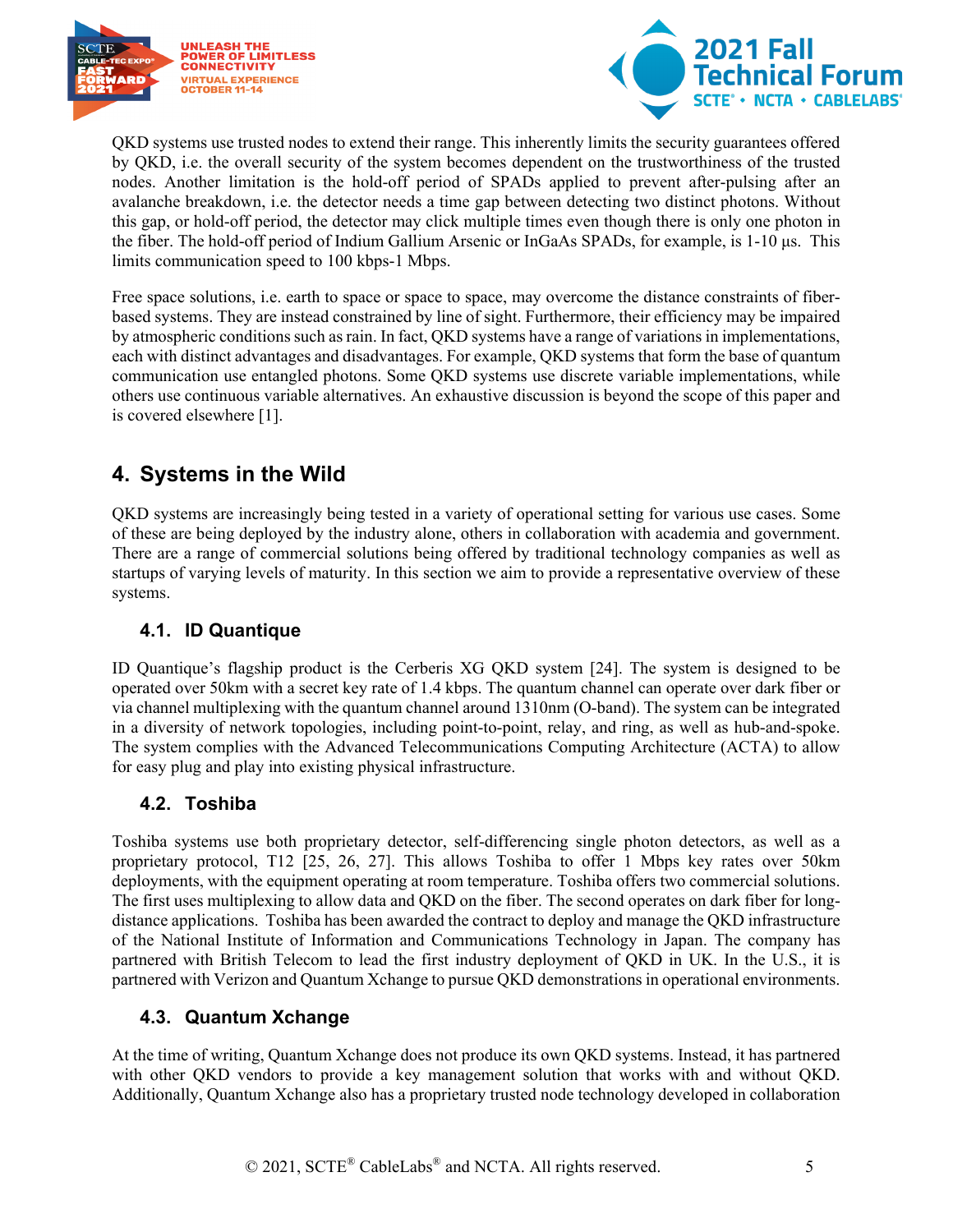QKD systems use trusted nodes to extend their range. This inherently limits the security guarantees offered by QKD, i.e. the overall security of the system becomes dependent on the trustworthiness of the trusted nodes. Another limitation is the hold-off period of SPADs applied to prevent after-pulsing after an avalanche breakdown, i.e. the detector needs a time gap between detecting two distinct photons. Without this gap, or hold-off period, the detector may click multiple times even though there is only one photon in the fiber. The hold-off period of Indium Gallium Arsenic or InGaAs SPADs, for example, is 1-10 µs. This limits communication speed to 100 kbps-1 Mbps.

Free space solutions, i.e. earth to space or space to space, may overcome the distance constraints of fiber-based systems. They are instead constrained by line of sight. Furthermore, their efficiency may be impaired by atmospheric conditions such as rain. In fact, QKD systems have a range of variations in implementations, each with distinct advantages and disadvantages. For example, QKD systems that form the base of quantum communication use entangled photons. Some QKD systems use discrete variable implementations, while others use continuous variable alternatives. An exhaustive discussion is beyond the scope of this paper and is covered elsewhere [1].

## 4. Systems in the Wild

QKD systems are increasingly being tested in a variety of operational setting for various use cases. Some of these are being deployed by the industry alone, others in collaboration with academia and government. There are a range of commercial solutions being offered by traditional technology companies as well as startups of varying levels of maturity. In this section we aim to provide a representative overview of these systems.

### 4.1. ID Quantique

ID Quantique's flagship product is the Cerberis XG QKD system [24]. The system is designed to be operated over 50km with a secret key rate of 1.4 kbps. The quantum channel can operate over dark fiber or via channel multiplexing with the quantum channel around 1310nm (O-band). The system can be integrated in a diversity of network topologies, including point-to-point, relay, and ring, as well as hub-and-spoke. The system complies with the Advanced Telecommunications Computing Architecture (ACTA) to allow for easy plug and play into existing physical infrastructure.

### 4.2. Toshiba

Toshiba systems use both proprietary detector, self-differencing single photon detectors, as well as a proprietary protocol, T12 [25, 26, 27]. This allows Toshiba to offer 1 Mbps key rates over 50km deployments, with the equipment operating at room temperature. Toshiba offers two commercial solutions. The first uses multiplexing to allow data and QKD on the fiber. The second operates on dark fiber for long-distance applications. Toshiba has been awarded the contract to deploy and manage the QKD infrastructure of the National Institute of Information and Communications Technology in Japan. The company has partnered with British Telecom to lead the first industry deployment of QKD in UK. In the U.S., it is partnered with Verizon and Quantum Xchange to pursue QKD demonstrations in operational environments.

### 4.3. Quantum Xchange

At the time of writing, Quantum Xchange does not produce its own QKD systems. Instead, it has partnered with other QKD vendors to provide a key management solution that works with and without QKD. Additionally, Quantum Xchange also has a proprietary trusted node technology developed in collaboration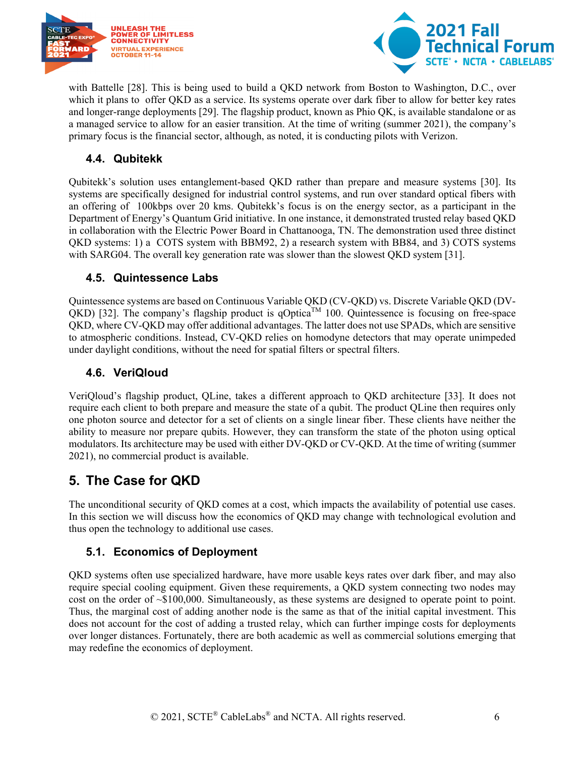with Battelle [28]. This is being used to build a QKD network from Boston to Washington, D.C., over which it plans to offer QKD as a service. Its systems operate over dark fiber to allow for better key rates and longer-range deployments [29]. The flagship product, known as Phio QK, is available standalone or as a managed service to allow for an easier transition. At the time of writing (summer 2021), the company's primary focus is the financial sector, although, as noted, it is conducting pilots with Verizon.

### 4.4. Qubitekk

Qubitekk's solution uses entanglement-based QKD rather than prepare and measure systems [30]. Its systems are specifically designed for industrial control systems, and run over standard optical fibers with an offering of 100kbps over 20 kms. Qubitekk's focus is on the energy sector, as a participant in the Department of Energy's Quantum Grid initiative. In one instance, it demonstrated trusted relay based QKD in collaboration with the Electric Power Board in Chattanooga, TN. The demonstration used three distinct QKD systems: 1) a COTS system with BBM92, 2) a research system with BB84, and 3) COTS systems with SARG04. The overall key generation rate was slower than the slowest QKD system [31].

### 4.5. Quintessence Labs

Quintessence systems are based on Continuous Variable QKD (CV-QKD) vs. Discrete Variable QKD (DV-QKD) [32]. The company's flagship product is qOptica™ 100. Quintessence is focusing on free-space QKD, where CV-QKD may offer additional advantages. The latter does not use SPADs, which are sensitive to atmospheric conditions. Instead, CV-QKD relies on homodyne detectors that may operate unimpeded under daylight conditions, without the need for spatial filters or spectral filters.

### 4.6. VeriQloud

VeriQloud's flagship product, QLine, takes a different approach to QKD architecture [33]. It does not require each client to both prepare and measure the state of a qubit. The product QLine then requires only one photon source and detector for a set of clients on a single linear fiber. These clients have neither the ability to measure nor prepare qubits. However, they can transform the state of the photon using optical modulators. Its architecture may be used with either DV-QKD or CV-QKD. At the time of writing (summer 2021), no commercial product is available.

## 5. The Case for QKD

The unconditional security of QKD comes at a cost, which impacts the availability of potential use cases. In this section we will discuss how the economics of QKD may change with technological evolution and thus open the technology to additional use cases.

### 5.1. Economics of Deployment

QKD systems often use specialized hardware, have more usable keys rates over dark fiber, and may also require special cooling equipment. Given these requirements, a QKD system connecting two nodes may cost on the order of ~$100,000. Simultaneously, as these systems are designed to operate point to point. Thus, the marginal cost of adding another node is the same as that of the initial capital investment. This does not account for the cost of adding a trusted relay, which can further impinge costs for deployments over longer distances. Fortunately, there are both academic as well as commercial solutions emerging that may redefine the economics of deployment.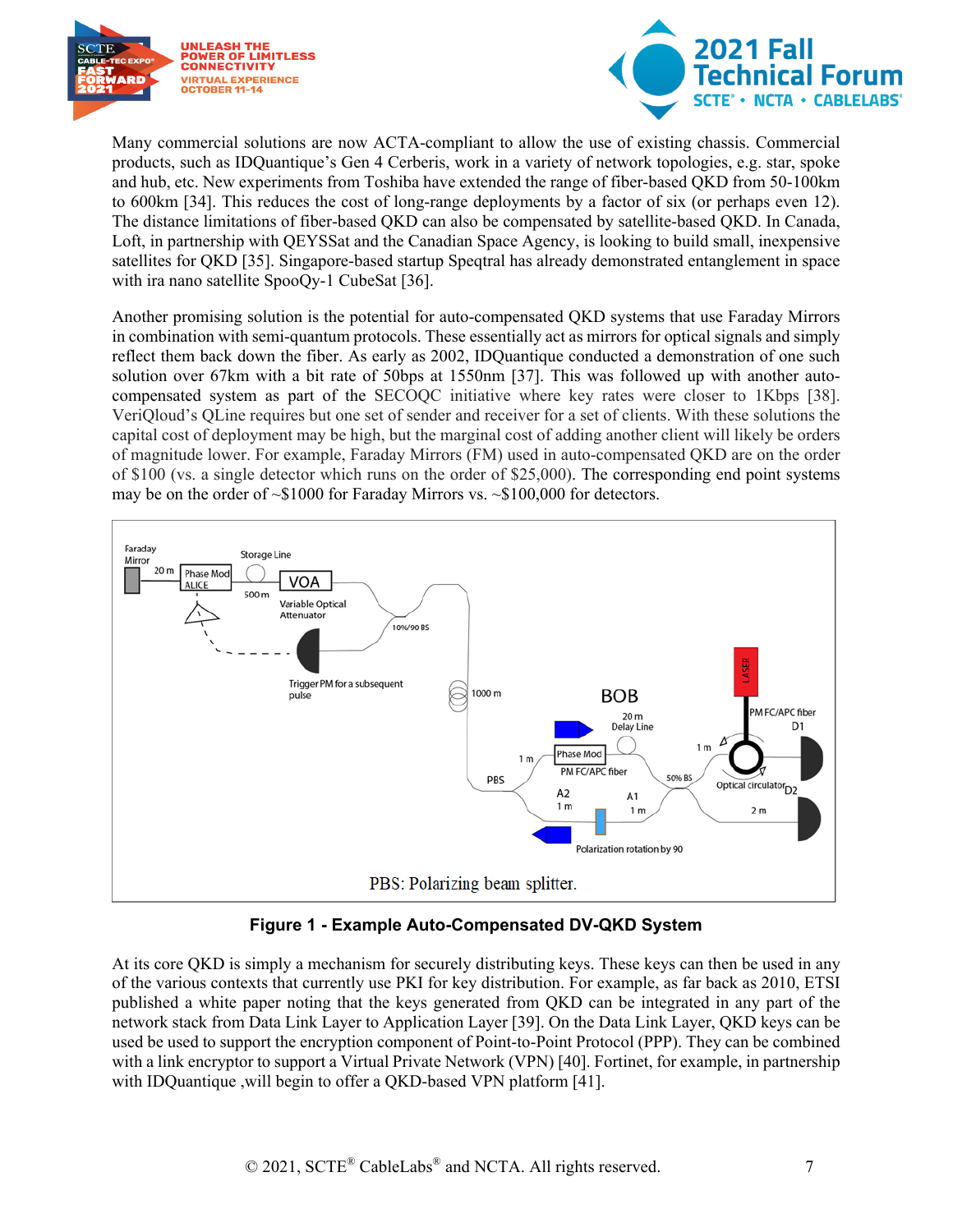Many commercial solutions are now ACTA-compliant to allow the use of existing chassis. Commercial products, such as IDQuantique's Gen 4 Cerberis, work in a variety of network topologies, e.g. star, spoke and hub, etc. New experiments from Toshiba have extended the range of fiber-based QKD from 50-100km to 600km [34]. This reduces the cost of long-range deployments by a factor of six (or perhaps even 12). The distance limitations of fiber-based QKD can also be compensated by satellite-based QKD. In Canada, Loft, in partnership with QEYSSat and the Canadian Space Agency, is looking to build small, inexpensive satellites for QKD [35]. Singapore-based startup Speqtral has already demonstrated entanglement in space with ira nano satellite SpooQy-1 CubeSat [36].

Another promising solution is the potential for auto-compensated QKD systems that use Faraday Mirrors in combination with semi-quantum protocols. These essentially act as mirrors for optical signals and simply reflect them back down the fiber. As early as 2002, IDQuantique conducted a demonstration of one such solution over 67km with a bit rate of 50bps at 1550nm [37]. This was followed up with another auto-compensated system as part of the SECOQC initiative where key rates were closer to 1Kbps [38]. VeriQloud's QLine requires but one set of sender and receiver for a set of clients. With these solutions the capital cost of deployment may be high, but the marginal cost of adding another client will likely be orders of magnitude lower. For example, Faraday Mirrors (FM) used in auto-compensated QKD are on the order of \$100 (vs. a single detector which runs on the order of \$25,000). The corresponding end point systems may be on the order of ~\$1000 for Faraday Mirrors vs. ~\$100,000 for detectors.

PBS: Polarizing beam splitter.

**Figure 1 - Example Auto-Compensated DV-QKD System**

At its core QKD is simply a mechanism for securely distributing keys. These keys can then be used in any of the various contexts that currently use PKI for key distribution. For example, as far back as 2010, ETSI published a white paper noting that the keys generated from QKD can be integrated in any part of the network stack from Data Link Layer to Application Layer [39]. On the Data Link Layer, QKD keys can be used be used to support the encryption component of Point-to-Point Protocol (PPP). They can be combined with a link encryptor to support a Virtual Private Network (VPN) [40]. Fortinet, for example, in partnership with IDQuantique ,will begin to offer a QKD-based VPN platform [41].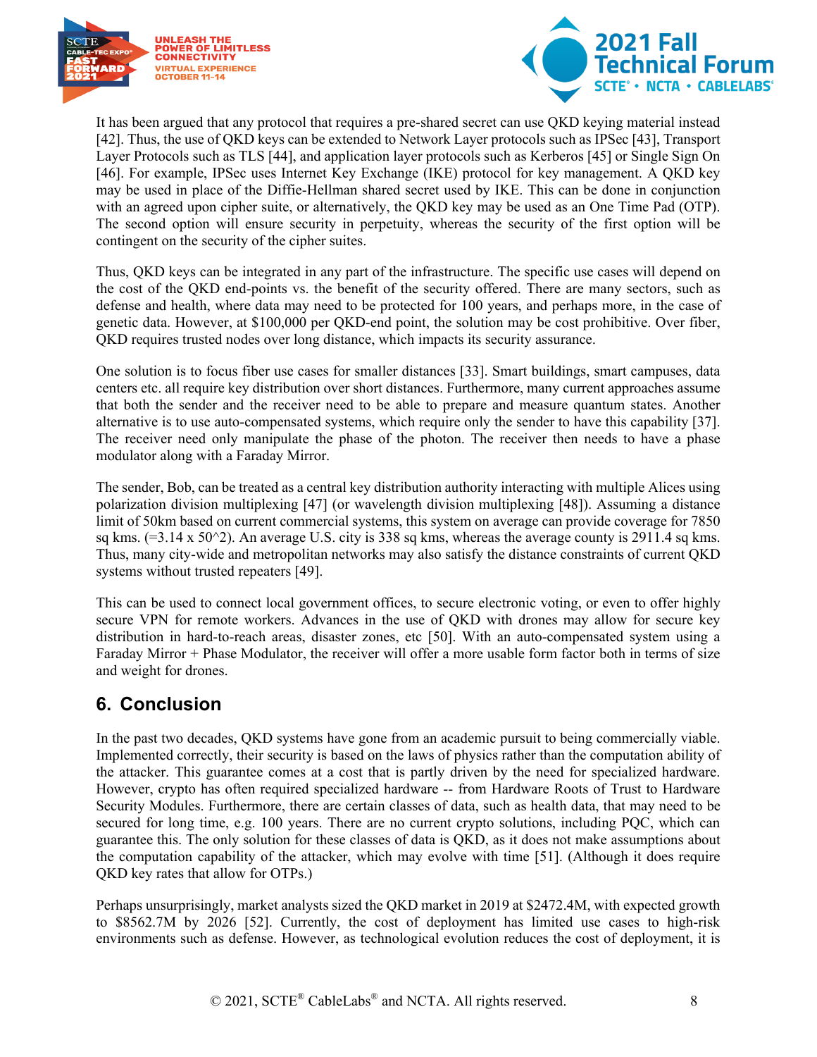It has been argued that any protocol that requires a pre-shared secret can use QKD keying material instead [42]. Thus, the use of QKD keys can be extended to Network Layer protocols such as IPSec [43], Transport Layer Protocols such as TLS [44], and application layer protocols such as Kerberos [45] or Single Sign On [46]. For example, IPSec uses Internet Key Exchange (IKE) protocol for key management. A QKD key may be used in place of the Diffie-Hellman shared secret used by IKE. This can be done in conjunction with an agreed upon cipher suite, or alternatively, the QKD key may be used as an One Time Pad (OTP). The second option will ensure security in perpetuity, whereas the security of the first option will be contingent on the security of the cipher suites.

Thus, QKD keys can be integrated in any part of the infrastructure. The specific use cases will depend on the cost of the QKD end-points vs. the benefit of the security offered. There are many sectors, such as defense and health, where data may need to be protected for 100 years, and perhaps more, in the case of genetic data. However, at $100,000 per QKD-end point, the solution may be cost prohibitive. Over fiber, QKD requires trusted nodes over long distance, which impacts its security assurance.

One solution is to focus fiber use cases for smaller distances [33]. Smart buildings, smart campuses, data centers etc. all require key distribution over short distances. Furthermore, many current approaches assume that both the sender and the receiver need to be able to prepare and measure quantum states. Another alternative is to use auto-compensated systems, which require only the sender to have this capability [37]. The receiver need only manipulate the phase of the photon. The receiver then needs to have a phase modulator along with a Faraday Mirror.

The sender, Bob, can be treated as a central key distribution authority interacting with multiple Alices using polarization division multiplexing [47] (or wavelength division multiplexing [48]). Assuming a distance limit of 50km based on current commercial systems, this system on average can provide coverage for 7850 sq kms. (=3.14 x 50^2). An average U.S. city is 338 sq kms, whereas the average county is 2911.4 sq kms. Thus, many city-wide and metropolitan networks may also satisfy the distance constraints of current QKD systems without trusted repeaters [49].

This can be used to connect local government offices, to secure electronic voting, or even to offer highly secure VPN for remote workers. Advances in the use of QKD with drones may allow for secure key distribution in hard-to-reach areas, disaster zones, etc [50]. With an auto-compensated system using a Faraday Mirror + Phase Modulator, the receiver will offer a more usable form factor both in terms of size and weight for drones.

## 6. Conclusion

In the past two decades, QKD systems have gone from an academic pursuit to being commercially viable. Implemented correctly, their security is based on the laws of physics rather than the computation ability of the attacker. This guarantee comes at a cost that is partly driven by the need for specialized hardware. However, crypto has often required specialized hardware -- from Hardware Roots of Trust to Hardware Security Modules. Furthermore, there are certain classes of data, such as health data, that may need to be secured for long time, e.g. 100 years. There are no current crypto solutions, including PQC, which can guarantee this. The only solution for these classes of data is QKD, as it does not make assumptions about the computation capability of the attacker, which may evolve with time [51]. (Although it does require QKD key rates that allow for OTPs.)

Perhaps unsurprisingly, market analysts sized the QKD market in 2019 at $2472.4M, with expected growth to $8562.7M by 2026 [52]. Currently, the cost of deployment has limited use cases to high-risk environments such as defense. However, as technological evolution reduces the cost of deployment, it is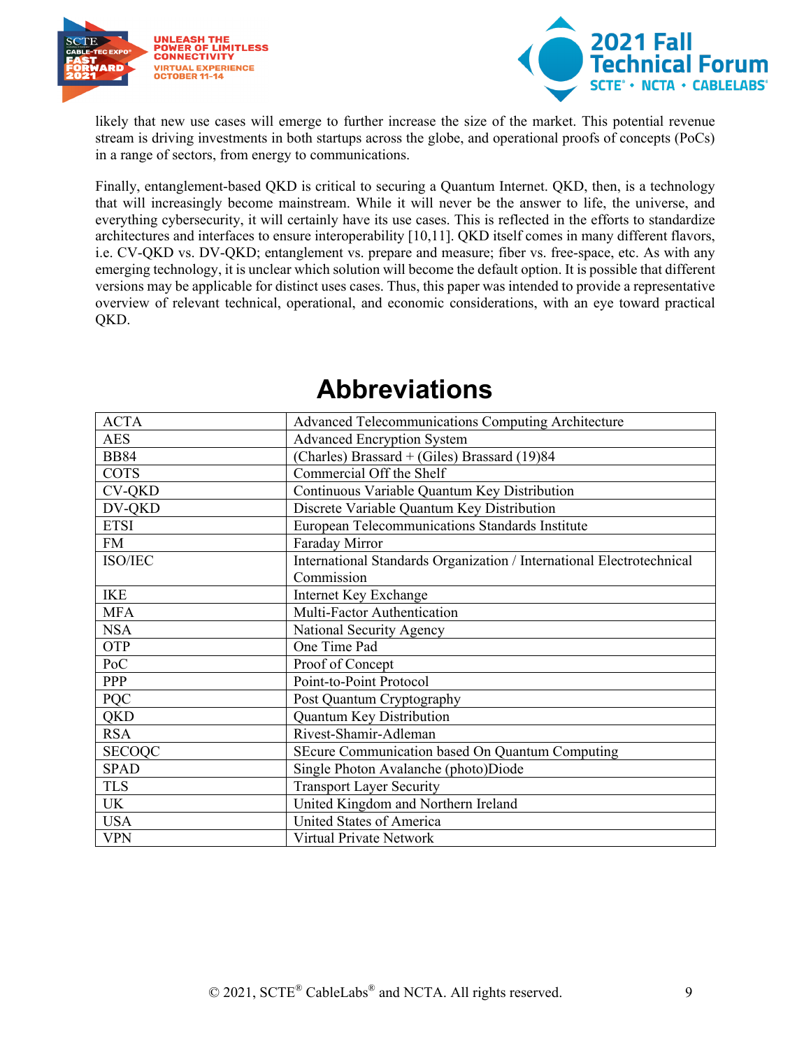likely that new use cases will emerge to further increase the size of the market. This potential revenue stream is driving investments in both startups across the globe, and operational proofs of concepts (PoCs) in a range of sectors, from energy to communications.

Finally, entanglement-based QKD is critical to securing a Quantum Internet. QKD, then, is a technology that will increasingly become mainstream. While it will never be the answer to life, the universe, and everything cybersecurity, it will certainly have its use cases. This is reflected in the efforts to standardize architectures and interfaces to ensure interoperability [10,11]. QKD itself comes in many different flavors, i.e. CV-QKD vs. DV-QKD; entanglement vs. prepare and measure; fiber vs. free-space, etc. As with any emerging technology, it is unclear which solution will become the default option. It is possible that different versions may be applicable for distinct uses cases. Thus, this paper was intended to provide a representative overview of relevant technical, operational, and economic considerations, with an eye toward practical QKD.

# Abbreviations

| | |
|---|---|
| ACTA | Advanced Telecommunications Computing Architecture |
| AES | Advanced Encryption System |
| BB84 | (Charles) Brassard + (Giles) Brassard (19)84 |
| COTS | Commercial Off the Shelf |
| CV-QKD | Continuous Variable Quantum Key Distribution |
| DV-QKD | Discrete Variable Quantum Key Distribution |
| ETSI | European Telecommunications Standards Institute |
| FM | Faraday Mirror |
| ISO/IEC | International Standards Organization / International Electrotechnical Commission |
| IKE | Internet Key Exchange |
| MFA | Multi-Factor Authentication |
| NSA | National Security Agency |
| OTP | One Time Pad |
| PoC | Proof of Concept |
| PPP | Point-to-Point Protocol |
| PQC | Post Quantum Cryptography |
| QKD | Quantum Key Distribution |
| RSA | Rivest-Shamir-Adleman |
| SECOQC | SEcure Communication based On Quantum Computing |
| SPAD | Single Photon Avalanche (photo)Diode |
| TLS | Transport Layer Security |
| UK | United Kingdom and Northern Ireland |
| USA | United States of America |
| VPN | Virtual Private Network |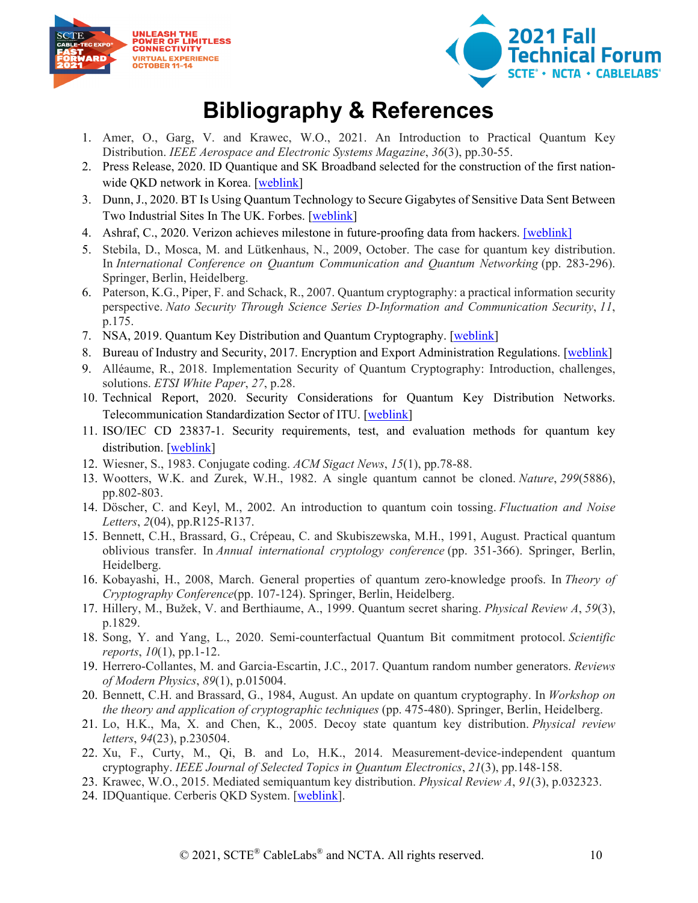# Bibliography & References

1. Amer, O., Garg, V. and Krawec, W.O., 2021. An Introduction to Practical Quantum Key Distribution. *IEEE Aerospace and Electronic Systems Magazine*, *36*(3), pp.30-55.
2. Press Release, 2020. ID Quantique and SK Broadband selected for the construction of the first nation-wide QKD network in Korea. [weblink]
3. Dunn, J., 2020. BT Is Using Quantum Technology to Secure Gigabytes of Sensitive Data Sent Between Two Industrial Sites In The UK. Forbes. [weblink]
4. Ashraf, C., 2020. Verizon achieves milestone in future-proofing data from hackers. [weblink]
5. Stebila, D., Mosca, M. and Lütkenhaus, N., 2009, October. The case for quantum key distribution. In *International Conference on Quantum Communication and Quantum Networking* (pp. 283-296). Springer, Berlin, Heidelberg.
6. Paterson, K.G., Piper, F. and Schack, R., 2007. Quantum cryptography: a practical information security perspective. *Nato Security Through Science Series D-Information and Communication Security*, *11*, p.175.
7. NSA, 2019. Quantum Key Distribution and Quantum Cryptography. [weblink]
8. Bureau of Industry and Security, 2017. Encryption and Export Administration Regulations. [weblink]
9. Alléaume, R., 2018. Implementation Security of Quantum Cryptography: Introduction, challenges, solutions. *ETSI White Paper*, *27*, p.28.
10. Technical Report, 2020. Security Considerations for Quantum Key Distribution Networks. Telecommunication Standardization Sector of ITU. [weblink]
11. ISO/IEC CD 23837-1. Security requirements, test, and evaluation methods for quantum key distribution. [weblink]
12. Wiesner, S., 1983. Conjugate coding. *ACM Sigact News*, *15*(1), pp.78-88.
13. Wootters, W.K. and Zurek, W.H., 1982. A single quantum cannot be cloned. *Nature*, *299*(5886), pp.802-803.
14. Döscher, C. and Keyl, M., 2002. An introduction to quantum coin tossing. *Fluctuation and Noise Letters*, *2*(04), pp.R125-R137.
15. Bennett, C.H., Brassard, G., Crépeau, C. and Skubiszewska, M.H., 1991, August. Practical quantum oblivious transfer. In *Annual international cryptology conference* (pp. 351-366). Springer, Berlin, Heidelberg.
16. Kobayashi, H., 2008, March. General properties of quantum zero-knowledge proofs. In *Theory of Cryptography Conference*(pp. 107-124). Springer, Berlin, Heidelberg.
17. Hillery, M., Bužek, V. and Berthiaume, A., 1999. Quantum secret sharing. *Physical Review A*, *59*(3), p.1829.
18. Song, Y. and Yang, L., 2020. Semi-counterfactual Quantum Bit commitment protocol. *Scientific reports*, *10*(1), pp.1-12.
19. Herrero-Collantes, M. and Garcia-Escartin, J.C., 2017. Quantum random number generators. *Reviews of Modern Physics*, *89*(1), p.015004.
20. Bennett, C.H. and Brassard, G., 1984, August. An update on quantum cryptography. In *Workshop on the theory and application of cryptographic techniques* (pp. 475-480). Springer, Berlin, Heidelberg.
21. Lo, H.K., Ma, X. and Chen, K., 2005. Decoy state quantum key distribution. *Physical review letters*, *94*(23), p.230504.
22. Xu, F., Curty, M., Qi, B. and Lo, H.K., 2014. Measurement-device-independent quantum cryptography. *IEEE Journal of Selected Topics in Quantum Electronics*, *21*(3), pp.148-158.
23. Krawec, W.O., 2015. Mediated semiquantum key distribution. *Physical Review A*, *91*(3), p.032323.
24. IDQuantique. Cerberis QKD System. [weblink].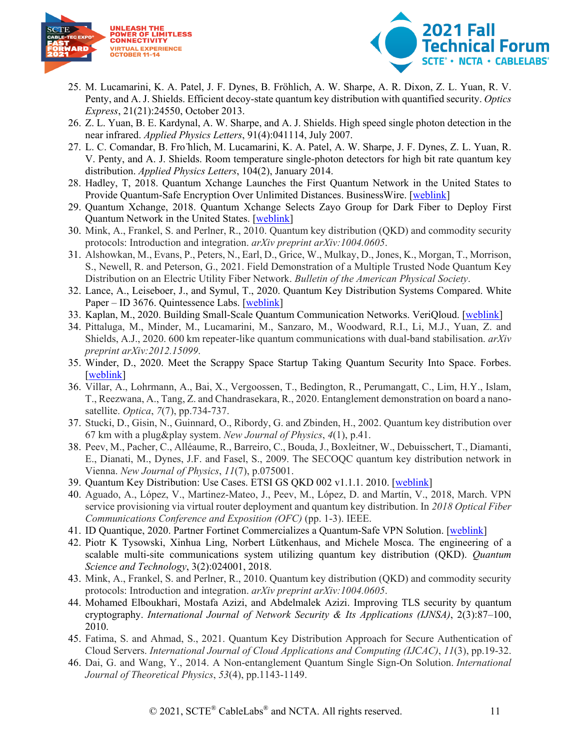25. M. Lucamarini, K. A. Patel, J. F. Dynes, B. Fröhlich, A. W. Sharpe, A. R. Dixon, Z. L. Yuan, R. V. Penty, and A. J. Shields. Efficient decoy-state quantum key distribution with quantified security. *Optics Express*, 21(21):24550, October 2013.
26. Z. L. Yuan, B. E. Kardynal, A. W. Sharpe, and A. J. Shields. High speed single photon detection in the near infrared. *Applied Physics Letters*, 91(4):041114, July 2007.
27. L. C. Comandar, B. Fröhlich, M. Lucamarini, K. A. Patel, A. W. Sharpe, J. F. Dynes, Z. L. Yuan, R. V. Penty, and A. J. Shields. Room temperature single-photon detectors for high bit rate quantum key distribution. *Applied Physics Letters*, 104(2), January 2014.
28. Hadley, T, 2018. Quantum Xchange Launches the First Quantum Network in the United States to Provide Quantum-Safe Encryption Over Unlimited Distances. BusinessWire. [weblink]
29. Quantum Xchange, 2018. Quantum Xchange Selects Zayo Group for Dark Fiber to Deploy First Quantum Network in the United States. [weblink]
30. Mink, A., Frankel, S. and Perlner, R., 2010. Quantum key distribution (QKD) and commodity security protocols: Introduction and integration. *arXiv preprint arXiv:1004.0605*.
31. Alshowkan, M., Evans, P., Peters, N., Earl, D., Grice, W., Mulkay, D., Jones, K., Morgan, T., Morrison, S., Newell, R. and Peterson, G., 2021. Field Demonstration of a Multiple Trusted Node Quantum Key Distribution on an Electric Utility Fiber Network. *Bulletin of the American Physical Society*.
32. Lance, A., Leiseboer, J., and Symul, T., 2020. Quantum Key Distribution Systems Compared. White Paper – ID 3676. Quintessence Labs. [weblink]
33. Kaplan, M., 2020. Building Small-Scale Quantum Communication Networks. VeriQloud. [weblink]
34. Pittaluga, M., Minder, M., Lucamarini, M., Sanzaro, M., Woodward, R.I., Li, M.J., Yuan, Z. and Shields, A.J., 2020. 600 km repeater-like quantum communications with dual-band stabilisation. *arXiv preprint arXiv:2012.15099*.
35. Winder, D., 2020. Meet the Scrappy Space Startup Taking Quantum Security Into Space. Forbes. [weblink]
36. Villar, A., Lohrmann, A., Bai, X., Vergoossen, T., Bedington, R., Perumangatt, C., Lim, H.Y., Islam, T., Reezwana, A., Tang, Z. and Chandrasekara, R., 2020. Entanglement demonstration on board a nano-satellite. *Optica*, *7*(7), pp.734-737.
37. Stucki, D., Gisin, N., Guinnard, O., Ribordy, G. and Zbinden, H., 2002. Quantum key distribution over 67 km with a plug&play system. *New Journal of Physics*, *4*(1), p.41.
38. Peev, M., Pacher, C., Alléaume, R., Barreiro, C., Bouda, J., Boxleitner, W., Debuisschert, T., Diamanti, E., Dianati, M., Dynes, J.F. and Fasel, S., 2009. The SECOQC quantum key distribution network in Vienna. *New Journal of Physics*, *11*(7), p.075001.
39. Quantum Key Distribution: Use Cases. ETSI GS QKD 002 v1.1.1. 2010. [weblink]
40. Aguado, A., López, V., Martinez-Mateo, J., Peev, M., López, D. and Martín, V., 2018, March. VPN service provisioning via virtual router deployment and quantum key distribution. In *2018 Optical Fiber Communications Conference and Exposition (OFC)* (pp. 1-3). IEEE.
41. ID Quantique, 2020. Partner Fortinet Commercializes a Quantum-Safe VPN Solution. [weblink]
42. Piotr K Tysowski, Xinhua Ling, Norbert Lütkenhaus, and Michele Mosca. The engineering of a scalable multi-site communications system utilizing quantum key distribution (QKD). *Quantum Science and Technology*, 3(2):024001, 2018.
43. Mink, A., Frankel, S. and Perlner, R., 2010. Quantum key distribution (QKD) and commodity security protocols: Introduction and integration. *arXiv preprint arXiv:1004.0605*.
44. Mohamed Elboukhari, Mostafa Azizi, and Abdelmalek Azizi. Improving TLS security by quantum cryptography. *International Journal of Network Security & Its Applications (IJNSA)*, 2(3):87–100, 2010.
45. Fatima, S. and Ahmad, S., 2021. Quantum Key Distribution Approach for Secure Authentication of Cloud Servers. *International Journal of Cloud Applications and Computing (IJCAC)*, *11*(3), pp.19-32.
46. Dai, G. and Wang, Y., 2014. A Non-entanglement Quantum Single Sign-On Solution. *International Journal of Theoretical Physics*, *53*(4), pp.1143-1149.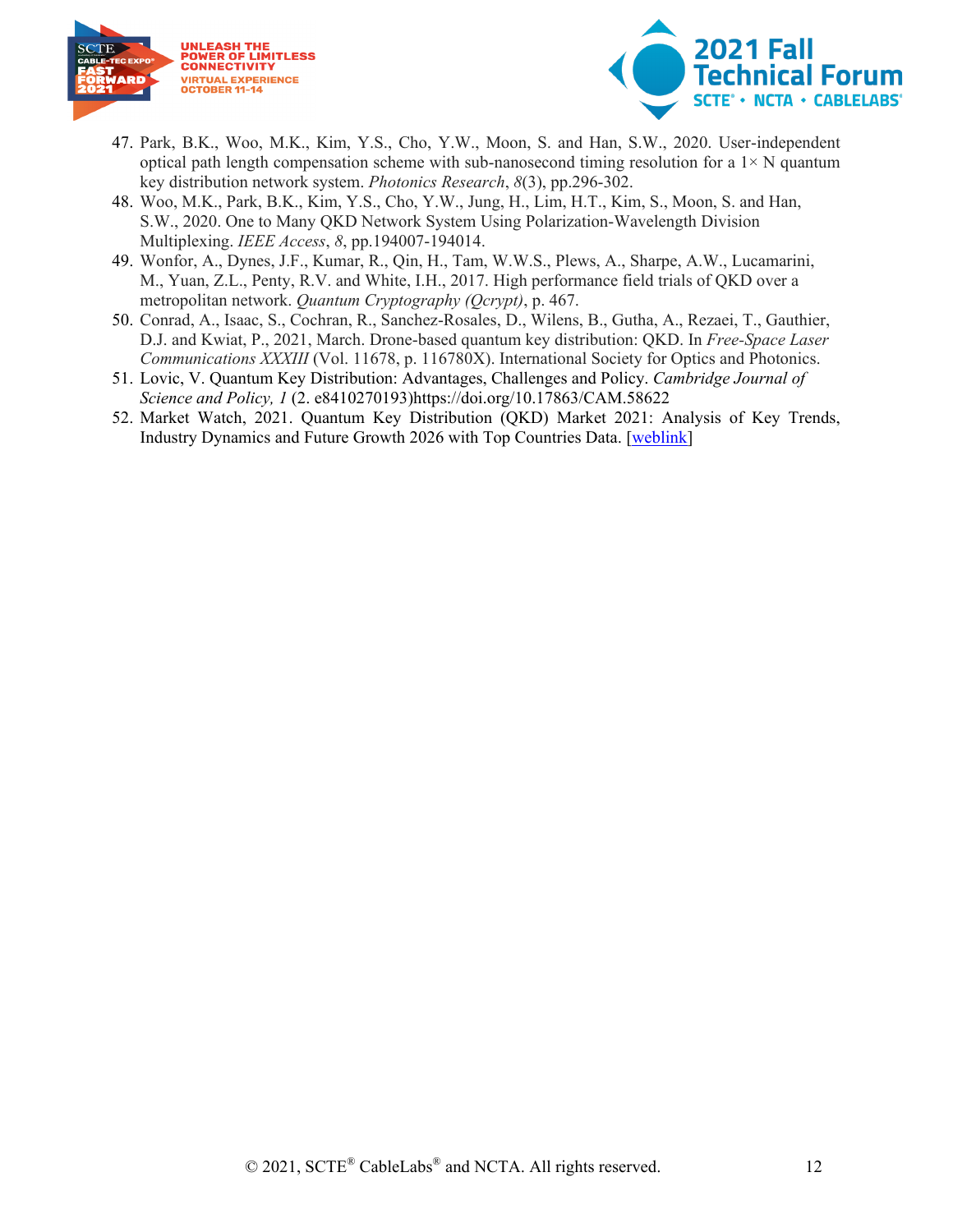47. Park, B.K., Woo, M.K., Kim, Y.S., Cho, Y.W., Moon, S. and Han, S.W., 2020. User-independent optical path length compensation scheme with sub-nanosecond timing resolution for a 1× N quantum key distribution network system. *Photonics Research*, *8*(3), pp.296-302.
48. Woo, M.K., Park, B.K., Kim, Y.S., Cho, Y.W., Jung, H., Lim, H.T., Kim, S., Moon, S. and Han, S.W., 2020. One to Many QKD Network System Using Polarization-Wavelength Division Multiplexing. *IEEE Access*, *8*, pp.194007-194014.
49. Wonfor, A., Dynes, J.F., Kumar, R., Qin, H., Tam, W.W.S., Plews, A., Sharpe, A.W., Lucamarini, M., Yuan, Z.L., Penty, R.V. and White, I.H., 2017. High performance field trials of QKD over a metropolitan network. *Quantum Cryptography (Qcrypt)*, p. 467.
50. Conrad, A., Isaac, S., Cochran, R., Sanchez-Rosales, D., Wilens, B., Gutha, A., Rezaei, T., Gauthier, D.J. and Kwiat, P., 2021, March. Drone-based quantum key distribution: QKD. In *Free-Space Laser Communications XXXIII* (Vol. 11678, p. 116780X). International Society for Optics and Photonics.
51. Lovic, V. Quantum Key Distribution: Advantages, Challenges and Policy. *Cambridge Journal of Science and Policy, 1* (2. e8410270193)https://doi.org/10.17863/CAM.58622
52. Market Watch, 2021. Quantum Key Distribution (QKD) Market 2021: Analysis of Key Trends, Industry Dynamics and Future Growth 2026 with Top Countries Data. [weblink]